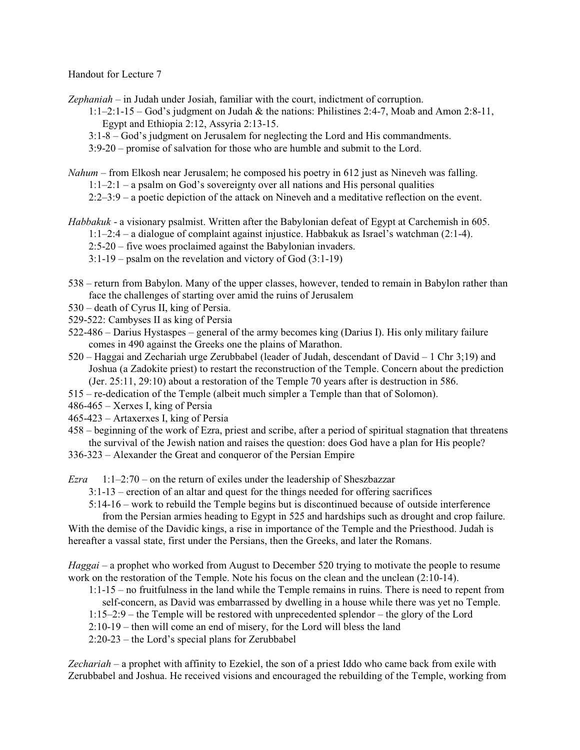Handout for Lecture 7

*Zephaniah* – in Judah under Josiah, familiar with the court, indictment of corruption.

- 1:1–2:1-15 – God's judgment on Judah & the nations: Philistines 2:4-7, Moab and Amon 2:8-11, Egypt and Ethiopia 2:12, Assyria 2:13-15.
- 3:1-8 – God's judgment on Jerusalem for neglecting the Lord and His commandments.
- 3:9-20 – promise of salvation for those who are humble and submit to the Lord.

*Nahum* – from Elkosh near Jerusalem; he composed his poetry in 612 just as Nineveh was falling.

- 1:1–2:1 – a psalm on God's sovereignty over all nations and His personal qualities
- 2:2–3:9 – a poetic depiction of the attack on Nineveh and a meditative reflection on the event.

*Habbakuk* - a visionary psalmist. Written after the Babylonian defeat of Egypt at Carchemish in 605.

- 1:1–2:4 – a dialogue of complaint against injustice. Habbakuk as Israel's watchman (2:1-4).
- 2:5-20 – five woes proclaimed against the Babylonian invaders.
- 3:1-19 – psalm on the revelation and victory of God (3:1-19)

- 538 – return from Babylon. Many of the upper classes, however, tended to remain in Babylon rather than face the challenges of starting over amid the ruins of Jerusalem
- 530 – death of Cyrus II, king of Persia.
- 529-522: Cambyses II as king of Persia
- 522-486 – Darius Hystaspes – general of the army becomes king (Darius I). His only military failure comes in 490 against the Greeks one the plains of Marathon.
- 520 – Haggai and Zechariah urge Zerubbabel (leader of Judah, descendant of David – 1 Chr 3;19) and Joshua (a Zadokite priest) to restart the reconstruction of the Temple. Concern about the prediction (Jer. 25:11, 29:10) about a restoration of the Temple 70 years after is destruction in 586.
- 515 – re-dedication of the Temple (albeit much simpler a Temple than that of Solomon).
- 486-465 – Xerxes I, king of Persia
- 465-423 – Artaxerxes I, king of Persia
- 458 – beginning of the work of Ezra, priest and scribe, after a period of spiritual stagnation that threatens the survival of the Jewish nation and raises the question: does God have a plan for His people?
- 336-323 – Alexander the Great and conqueror of the Persian Empire

*Ezra* 1:1–2:70 – on the return of exiles under the leadership of Sheszbazzar

- 3:1-13 – erection of an altar and quest for the things needed for offering sacrifices
- 5:14-16 – work to rebuild the Temple begins but is discontinued because of outside interference from the Persian armies heading to Egypt in 525 and hardships such as drought and crop failure.

With the demise of the Davidic kings, a rise in importance of the Temple and the Priesthood. Judah is hereafter a vassal state, first under the Persians, then the Greeks, and later the Romans.

*Haggai* – a prophet who worked from August to December 520 trying to motivate the people to resume work on the restoration of the Temple. Note his focus on the clean and the unclean (2:10-14).

- 1:1-15 – no fruitfulness in the land while the Temple remains in ruins. There is need to repent from self-concern, as David was embarrassed by dwelling in a house while there was yet no Temple.
- 1:15–2:9 – the Temple will be restored with unprecedented splendor – the glory of the Lord
- 2:10-19 – then will come an end of misery, for the Lord will bless the land
- 2:20-23 – the Lord's special plans for Zerubbabel

*Zechariah* – a prophet with affinity to Ezekiel, the son of a priest Iddo who came back from exile with Zerubbabel and Joshua. He received visions and encouraged the rebuilding of the Temple, working from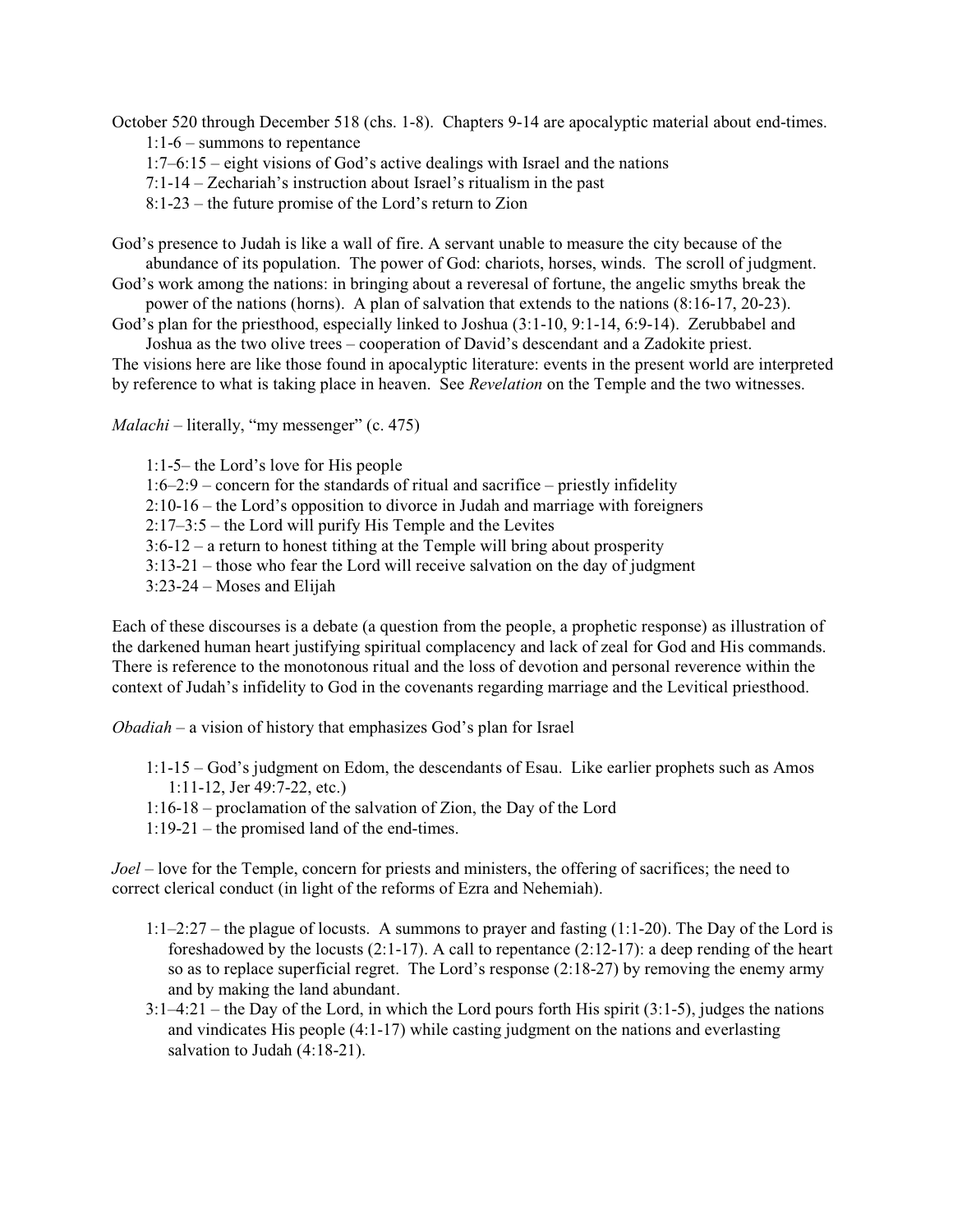October 520 through December 518 (chs. 1-8). Chapters 9-14 are apocalyptic material about end-times.

- 1:1-6 – summons to repentance
- 1:7–6:15 – eight visions of God's active dealings with Israel and the nations
- 7:1-14 – Zechariah's instruction about Israel's ritualism in the past
- 8:1-23 – the future promise of the Lord's return to Zion

God's presence to Judah is like a wall of fire. A servant unable to measure the city because of the abundance of its population. The power of God: chariots, horses, winds. The scroll of judgment.
God's work among the nations: in bringing about a reversal of fortune, the angelic smyths break the power of the nations (horns). A plan of salvation that extends to the nations (8:16-17, 20-23).
God's plan for the priesthood, especially linked to Joshua (3:1-10, 9:1-14, 6:9-14). Zerubbabel and Joshua as the two olive trees – cooperation of David's descendant and a Zadokite priest.
The visions here are like those found in apocalyptic literature: events in the present world are interpreted by reference to what is taking place in heaven. See *Revelation* on the Temple and the two witnesses.

*Malachi* – literally, "my messenger" (c. 475)

- 1:1-5– the Lord's love for His people
- 1:6–2:9 – concern for the standards of ritual and sacrifice – priestly infidelity
- 2:10-16 – the Lord's opposition to divorce in Judah and marriage with foreigners
- 2:17–3:5 – the Lord will purify His Temple and the Levites
- 3:6-12 – a return to honest tithing at the Temple will bring about prosperity
- 3:13-21 – those who fear the Lord will receive salvation on the day of judgment
- 3:23-24 – Moses and Elijah

Each of these discourses is a debate (a question from the people, a prophetic response) as illustration of the darkened human heart justifying spiritual complacency and lack of zeal for God and His commands. There is reference to the monotonous ritual and the loss of devotion and personal reverence within the context of Judah's infidelity to God in the covenants regarding marriage and the Levitical priesthood.

*Obadiah* – a vision of history that emphasizes God's plan for Israel

- 1:1-15 – God's judgment on Edom, the descendants of Esau. Like earlier prophets such as Amos 1:11-12, Jer 49:7-22, etc.)
- 1:16-18 – proclamation of the salvation of Zion, the Day of the Lord
- 1:19-21 – the promised land of the end-times.

*Joel* – love for the Temple, concern for priests and ministers, the offering of sacrifices; the need to correct clerical conduct (in light of the reforms of Ezra and Nehemiah).

- 1:1–2:27 – the plague of locusts. A summons to prayer and fasting (1:1-20). The Day of the Lord is foreshadowed by the locusts (2:1-17). A call to repentance (2:12-17): a deep rending of the heart so as to replace superficial regret. The Lord's response (2:18-27) by removing the enemy army and by making the land abundant.
- 3:1–4:21 – the Day of the Lord, in which the Lord pours forth His spirit (3:1-5), judges the nations and vindicates His people (4:1-17) while casting judgment on the nations and everlasting salvation to Judah (4:18-21).